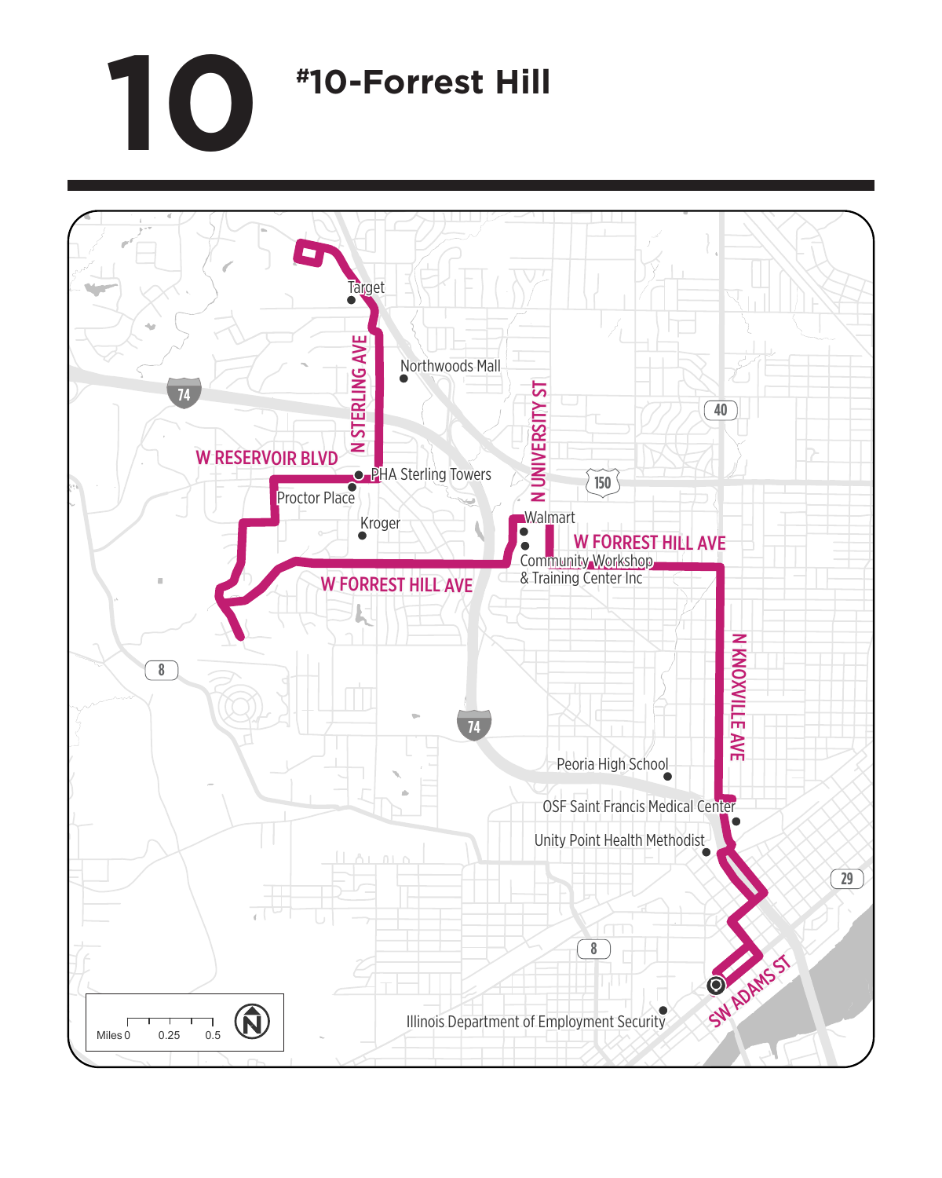# 10

## #10-Forrest Hill

Target

Northwoods Mall

N STERLING AVE

N UNIVERSITY ST

W RESERVOIR BLVD

PHA Sterling Towers

Proctor Place

Kroger

Walmart

W FORREST HILL AVE

Community Workshop & Training Center Inc

W FORREST HILL AVE

N KNOXVILLE AVE

Peoria High School

OSF Saint Francis Medical Center

Unity Point Health Methodist

Illinois Department of Employment Security

SW ADAMS ST

74

40

150

8

74

8

29

Miles 0 0.25 0.5

N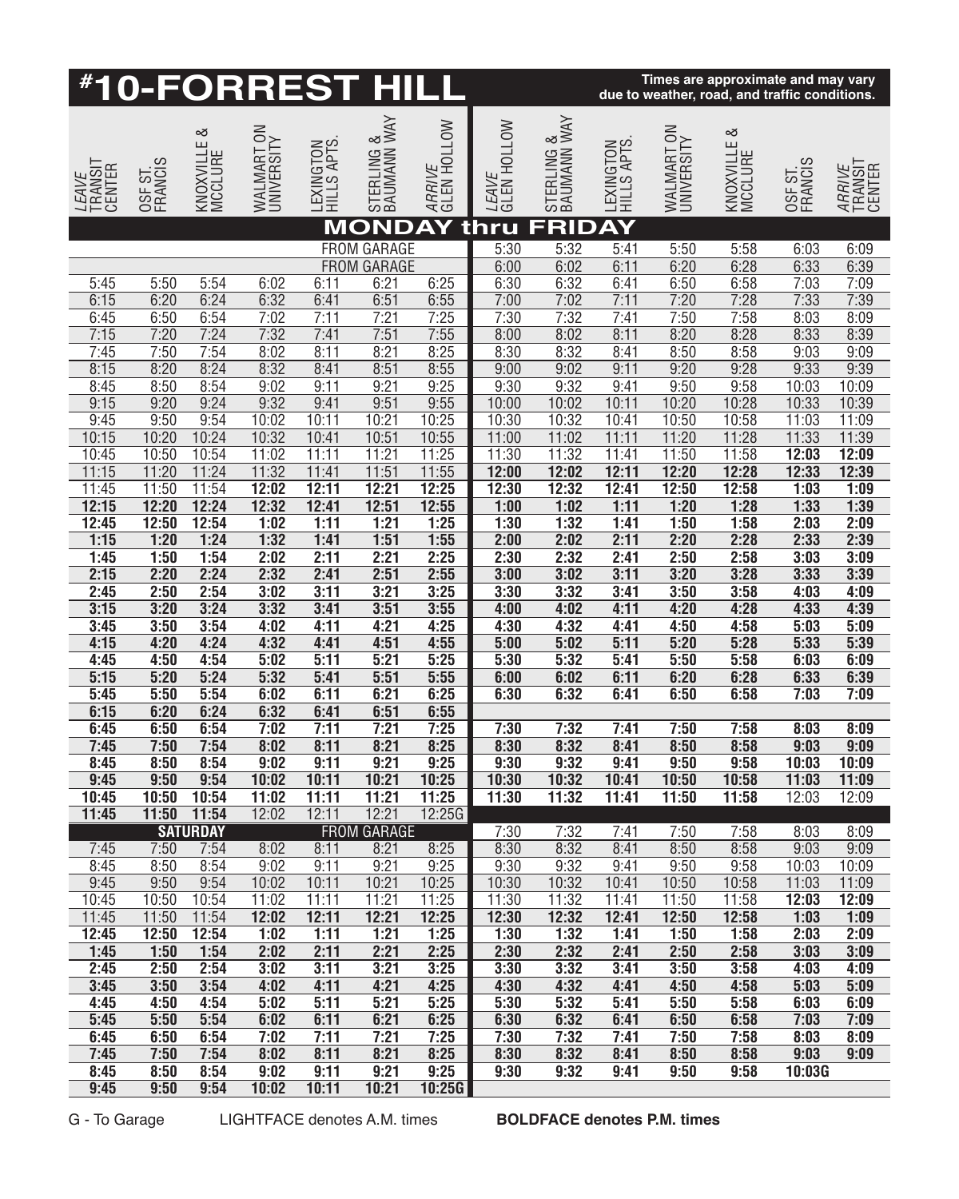# #10-FORREST HILL

Times are approximate and may vary due to weather, road, and traffic conditions.

| *LEAVE* TRANSIT CENTER | OSF ST. FRANCIS | KNOXVILLE & MCCLURE | WALMART ON UNIVERSITY | LEXINGTON HILLS APTS. | STERLING & BAUMANN WAY | *ARRIVE* GLEN HOLLOW | *LEAVE* GLEN HOLLOW | STERLING & BAUMANN WAY | LEXINGTON HILLS APTS. | WALMART ON UNIVERSITY | KNOXVILLE & MCCLURE | OSF ST. FRANCIS | *ARRIVE* TRANSIT CENTER |
|---|---|---|---|---|---|---|---|---|---|---|---|---|---|
| **MONDAY thru FRIDAY** | | | | | | | | | | | | | |
| | | | | | FROM GARAGE | | 5:30 | 5:32 | 5:41 | 5:50 | 5:58 | 6:03 | 6:09 |
| | | | | | FROM GARAGE | | 6:00 | 6:02 | 6:11 | 6:20 | 6:28 | 6:33 | 6:39 |
| 5:45 | 5:50 | 5:54 | 6:02 | 6:11 | 6:21 | 6:25 | 6:30 | 6:32 | 6:41 | 6:50 | 6:58 | 7:03 | 7:09 |
| 6:15 | 6:20 | 6:24 | 6:32 | 6:41 | 6:51 | 6:55 | 7:00 | 7:02 | 7:11 | 7:20 | 7:28 | 7:33 | 7:39 |
| 6:45 | 6:50 | 6:54 | 7:02 | 7:11 | 7:21 | 7:25 | 7:30 | 7:32 | 7:41 | 7:50 | 7:58 | 8:03 | 8:09 |
| 7:15 | 7:20 | 7:24 | 7:32 | 7:41 | 7:51 | 7:55 | 8:00 | 8:02 | 8:11 | 8:20 | 8:28 | 8:33 | 8:39 |
| 7:45 | 7:50 | 7:54 | 8:02 | 8:11 | 8:21 | 8:25 | 8:30 | 8:32 | 8:41 | 8:50 | 8:58 | 9:03 | 9:09 |
| 8:15 | 8:20 | 8:24 | 8:32 | 8:41 | 8:51 | 8:55 | 9:00 | 9:02 | 9:11 | 9:20 | 9:28 | 9:33 | 9:39 |
| 8:45 | 8:50 | 8:54 | 9:02 | 9:11 | 9:21 | 9:25 | 9:30 | 9:32 | 9:41 | 9:50 | 9:58 | 10:03 | 10:09 |
| 9:15 | 9:20 | 9:24 | 9:32 | 9:41 | 9:51 | 9:55 | 10:00 | 10:02 | 10:11 | 10:20 | 10:28 | 10:33 | 10:39 |
| 9:45 | 9:50 | 9:54 | 10:02 | 10:11 | 10:21 | 10:25 | 10:30 | 10:32 | 10:41 | 10:50 | 10:58 | 11:03 | 11:09 |
| 10:15 | 10:20 | 10:24 | 10:32 | 10:41 | 10:51 | 10:55 | 11:00 | 11:02 | 11:11 | 11:20 | 11:28 | 11:33 | 11:39 |
| 10:45 | 10:50 | 10:54 | 11:02 | 11:11 | 11:21 | 11:25 | 11:30 | 11:32 | 11:41 | 11:50 | 11:58 | **12:03** | **12:09** |
| 11:15 | 11:20 | 11:24 | 11:32 | 11:41 | 11:51 | 11:55 | **12:00** | **12:02** | **12:11** | **12:20** | **12:28** | **12:33** | **12:39** |
| 11:45 | 11:50 | 11:54 | **12:02** | **12:11** | **12:21** | **12:25** | **12:30** | **12:32** | **12:41** | **12:50** | **12:58** | **1:03** | **1:09** |
| **12:15** | **12:20** | **12:24** | **12:32** | **12:41** | **12:51** | **12:55** | **1:00** | **1:02** | **1:11** | **1:20** | **1:28** | **1:33** | **1:39** |
| **12:45** | **12:50** | **12:54** | **1:02** | **1:11** | **1:21** | **1:25** | **1:30** | **1:32** | **1:41** | **1:50** | **1:58** | **2:03** | **2:09** |
| **1:15** | **1:20** | **1:24** | **1:32** | **1:41** | **1:51** | **1:55** | **2:00** | **2:02** | **2:11** | **2:20** | **2:28** | **2:33** | **2:39** |
| **1:45** | **1:50** | **1:54** | **2:02** | **2:11** | **2:21** | **2:25** | **2:30** | **2:32** | **2:41** | **2:50** | **2:58** | **3:03** | **3:09** |
| **2:15** | **2:20** | **2:24** | **2:32** | **2:41** | **2:51** | **2:55** | **3:00** | **3:02** | **3:11** | **3:20** | **3:28** | **3:33** | **3:39** |
| **2:45** | **2:50** | **2:54** | **3:02** | **3:11** | **3:21** | **3:25** | **3:30** | **3:32** | **3:41** | **3:50** | **3:58** | **4:03** | **4:09** |
| **3:15** | **3:20** | **3:24** | **3:32** | **3:41** | **3:51** | **3:55** | **4:00** | **4:02** | **4:11** | **4:20** | **4:28** | **4:33** | **4:39** |
| **3:45** | **3:50** | **3:54** | **4:02** | **4:11** | **4:21** | **4:25** | **4:30** | **4:32** | **4:41** | **4:50** | **4:58** | **5:03** | **5:09** |
| **4:15** | **4:20** | **4:24** | **4:32** | **4:41** | **4:51** | **4:55** | **5:00** | **5:02** | **5:11** | **5:20** | **5:28** | **5:33** | **5:39** |
| **4:45** | **4:50** | **4:54** | **5:02** | **5:11** | **5:21** | **5:25** | **5:30** | **5:32** | **5:41** | **5:50** | **5:58** | **6:03** | **6:09** |
| **5:15** | **5:20** | **5:24** | **5:32** | **5:41** | **5:51** | **5:55** | **6:00** | **6:02** | **6:11** | **6:20** | **6:28** | **6:33** | **6:39** |
| **5:45** | **5:50** | **5:54** | **6:02** | **6:11** | **6:21** | **6:25** | **6:30** | **6:32** | **6:41** | **6:50** | **6:58** | **7:03** | **7:09** |
| **6:15** | **6:20** | **6:24** | **6:32** | **6:41** | **6:51** | **6:55** | | | | | | | |
| **6:45** | **6:50** | **6:54** | **7:02** | **7:11** | **7:21** | **7:25** | **7:30** | **7:32** | **7:41** | **7:50** | **7:58** | **8:03** | **8:09** |
| **7:45** | **7:50** | **7:54** | **8:02** | **8:11** | **8:21** | **8:25** | **8:30** | **8:32** | **8:41** | **8:50** | **8:58** | **9:03** | **9:09** |
| **8:45** | **8:50** | **8:54** | **9:02** | **9:11** | **9:21** | **9:25** | **9:30** | **9:32** | **9:41** | **9:50** | **9:58** | **10:03** | **10:09** |
| **9:45** | **9:50** | **9:54** | **10:02** | **10:11** | **10:21** | **10:25** | **10:30** | **10:32** | **10:41** | **10:50** | **10:58** | **11:03** | **11:09** |
| **10:45** | **10:50** | **10:54** | **11:02** | **11:11** | **11:21** | **11:25** | **11:30** | **11:32** | **11:41** | **11:50** | **11:58** | 12:03 | 12:09 |
| **11:45** | **11:50** | **11:54** | 12:02 | 12:11 | 12:21 | 12:25G | | | | | | | |
| **SATURDAY** | | | | | FROM GARAGE | | 7:30 | 7:32 | 7:41 | 7:50 | 7:58 | 8:03 | 8:09 |
| 7:45 | 7:50 | 7:54 | 8:02 | 8:11 | 8:21 | 8:25 | 8:30 | 8:32 | 8:41 | 8:50 | 8:58 | 9:03 | 9:09 |
| 8:45 | 8:50 | 8:54 | 9:02 | 9:11 | 9:21 | 9:25 | 9:30 | 9:32 | 9:41 | 9:50 | 9:58 | 10:03 | 10:09 |
| 9:45 | 9:50 | 9:54 | 10:02 | 10:11 | 10:21 | 10:25 | 10:30 | 10:32 | 10:41 | 10:50 | 10:58 | 11:03 | 11:09 |
| 10:45 | 10:50 | 10:54 | 11:02 | 11:11 | 11:21 | 11:25 | 11:30 | 11:32 | 11:41 | 11:50 | 11:58 | **12:03** | **12:09** |
| 11:45 | 11:50 | 11:54 | **12:02** | **12:11** | **12:21** | **12:25** | **12:30** | **12:32** | **12:41** | **12:50** | **12:58** | **1:03** | **1:09** |
| **12:45** | **12:50** | **12:54** | **1:02** | **1:11** | **1:21** | **1:25** | **1:30** | **1:32** | **1:41** | **1:50** | **1:58** | **2:03** | **2:09** |
| **1:45** | **1:50** | **1:54** | **2:02** | **2:11** | **2:21** | **2:25** | **2:30** | **2:32** | **2:41** | **2:50** | **2:58** | **3:03** | **3:09** |
| **2:45** | **2:50** | **2:54** | **3:02** | **3:11** | **3:21** | **3:25** | **3:30** | **3:32** | **3:41** | **3:50** | **3:58** | **4:03** | **4:09** |
| **3:45** | **3:50** | **3:54** | **4:02** | **4:11** | **4:21** | **4:25** | **4:30** | **4:32** | **4:41** | **4:50** | **4:58** | **5:03** | **5:09** |
| **4:45** | **4:50** | **4:54** | **5:02** | **5:11** | **5:21** | **5:25** | **5:30** | **5:32** | **5:41** | **5:50** | **5:58** | **6:03** | **6:09** |
| **5:45** | **5:50** | **5:54** | **6:02** | **6:11** | **6:21** | **6:25** | **6:30** | **6:32** | **6:41** | **6:50** | **6:58** | **7:03** | **7:09** |
| **6:45** | **6:50** | **6:54** | **7:02** | **7:11** | **7:21** | **7:25** | **7:30** | **7:32** | **7:41** | **7:50** | **7:58** | **8:03** | **8:09** |
| **7:45** | **7:50** | **7:54** | **8:02** | **8:11** | **8:21** | **8:25** | **8:30** | **8:32** | **8:41** | **8:50** | **8:58** | **9:03** | **9:09** |
| **8:45** | **8:50** | **8:54** | **9:02** | **9:11** | **9:21** | **9:25** | **9:30** | **9:32** | **9:41** | **9:50** | **9:58** | **10:03G** | |
| **9:45** | **9:50** | **9:54** | **10:02** | **10:11** | **10:21** | **10:25G** | | | | | | | |

G - To Garage    LIGHTFACE denotes A.M. times    **BOLDFACE denotes P.M. times**